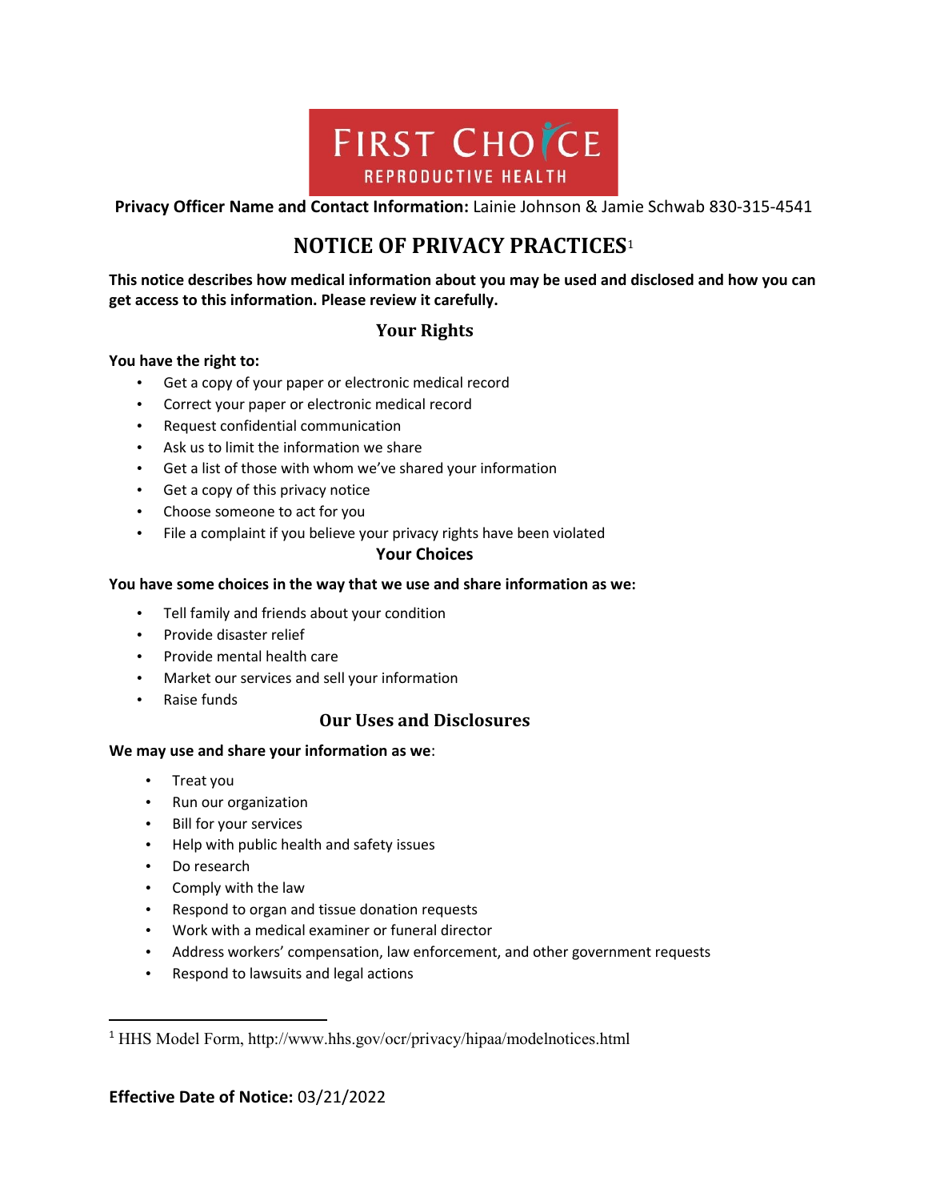FIRST CHOICE REPRODUCTIVE HEALTH

**Privacy Officer Name and Contact Information:** Lainie Johnson & Jamie Schwab 830-315-4541

# NOTICE OF PRIVACY PRACTICES[1]

**This notice describes how medical information about you may be used and disclosed and how you can get access to this information. Please review it carefully.**

## Your Rights

**You have the right to:**

- Get a copy of your paper or electronic medical record
- Correct your paper or electronic medical record
- Request confidential communication
- Ask us to limit the information we share
- Get a list of those with whom we've shared your information
- Get a copy of this privacy notice
- Choose someone to act for you
- File a complaint if you believe your privacy rights have been violated

## Your Choices

**You have some choices in the way that we use and share information as we:**

- Tell family and friends about your condition
- Provide disaster relief
- Provide mental health care
- Market our services and sell your information
- Raise funds

## Our Uses and Disclosures

**We may use and share your information as we**:

- Treat you
- Run our organization
- Bill for your services
- Help with public health and safety issues
- Do research
- Comply with the law
- Respond to organ and tissue donation requests
- Work with a medical examiner or funeral director
- Address workers' compensation, law enforcement, and other government requests
- Respond to lawsuits and legal actions

[1] HHS Model Form, http://www.hhs.gov/ocr/privacy/hipaa/modelnotices.html

**Effective Date of Notice:** 03/21/2022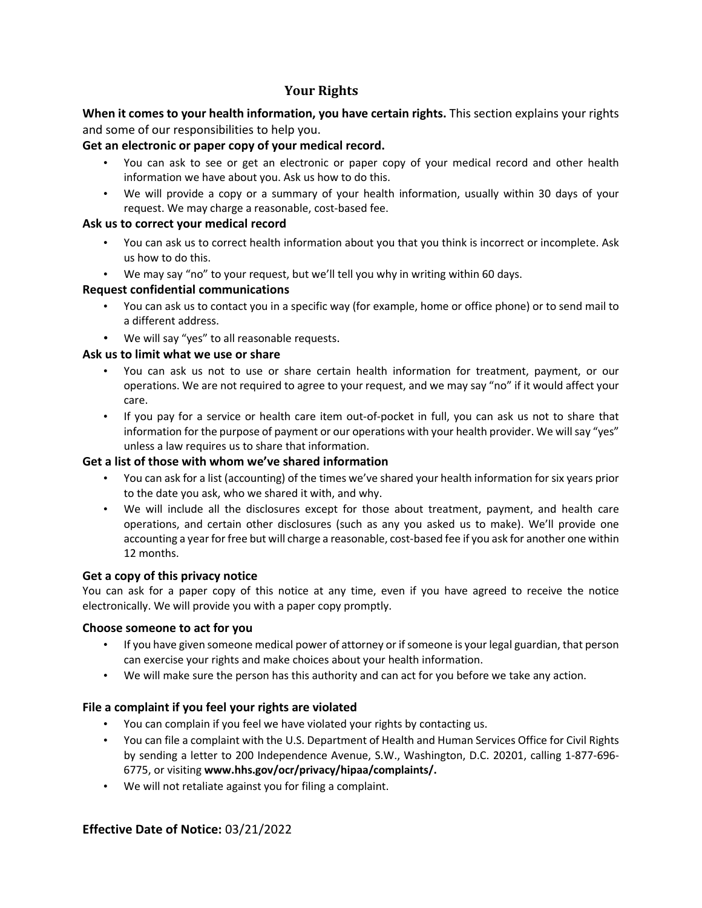## Your Rights

**When it comes to your health information, you have certain rights.** This section explains your rights and some of our responsibilities to help you.

**Get an electronic or paper copy of your medical record.**

- You can ask to see or get an electronic or paper copy of your medical record and other health information we have about you. Ask us how to do this.
- We will provide a copy or a summary of your health information, usually within 30 days of your request. We may charge a reasonable, cost-based fee.

**Ask us to correct your medical record**

- You can ask us to correct health information about you that you think is incorrect or incomplete. Ask us how to do this.
- We may say "no" to your request, but we'll tell you why in writing within 60 days.

**Request confidential communications**

- You can ask us to contact you in a specific way (for example, home or office phone) or to send mail to a different address.
- We will say "yes" to all reasonable requests.

**Ask us to limit what we use or share**

- You can ask us not to use or share certain health information for treatment, payment, or our operations. We are not required to agree to your request, and we may say "no" if it would affect your care.
- If you pay for a service or health care item out-of-pocket in full, you can ask us not to share that information for the purpose of payment or our operations with your health provider. We will say "yes" unless a law requires us to share that information.

**Get a list of those with whom we've shared information**

- You can ask for a list (accounting) of the times we've shared your health information for six years prior to the date you ask, who we shared it with, and why.
- We will include all the disclosures except for those about treatment, payment, and health care operations, and certain other disclosures (such as any you asked us to make). We'll provide one accounting a year for free but will charge a reasonable, cost-based fee if you ask for another one within 12 months.

**Get a copy of this privacy notice**

You can ask for a paper copy of this notice at any time, even if you have agreed to receive the notice electronically. We will provide you with a paper copy promptly.

**Choose someone to act for you**

- If you have given someone medical power of attorney or if someone is your legal guardian, that person can exercise your rights and make choices about your health information.
- We will make sure the person has this authority and can act for you before we take any action.

**File a complaint if you feel your rights are violated**

- You can complain if you feel we have violated your rights by contacting us.
- You can file a complaint with the U.S. Department of Health and Human Services Office for Civil Rights by sending a letter to 200 Independence Avenue, S.W., Washington, D.C. 20201, calling 1-877-696-6775, or visiting **www.hhs.gov/ocr/privacy/hipaa/complaints/.**
- We will not retaliate against you for filing a complaint.

**Effective Date of Notice:** 03/21/2022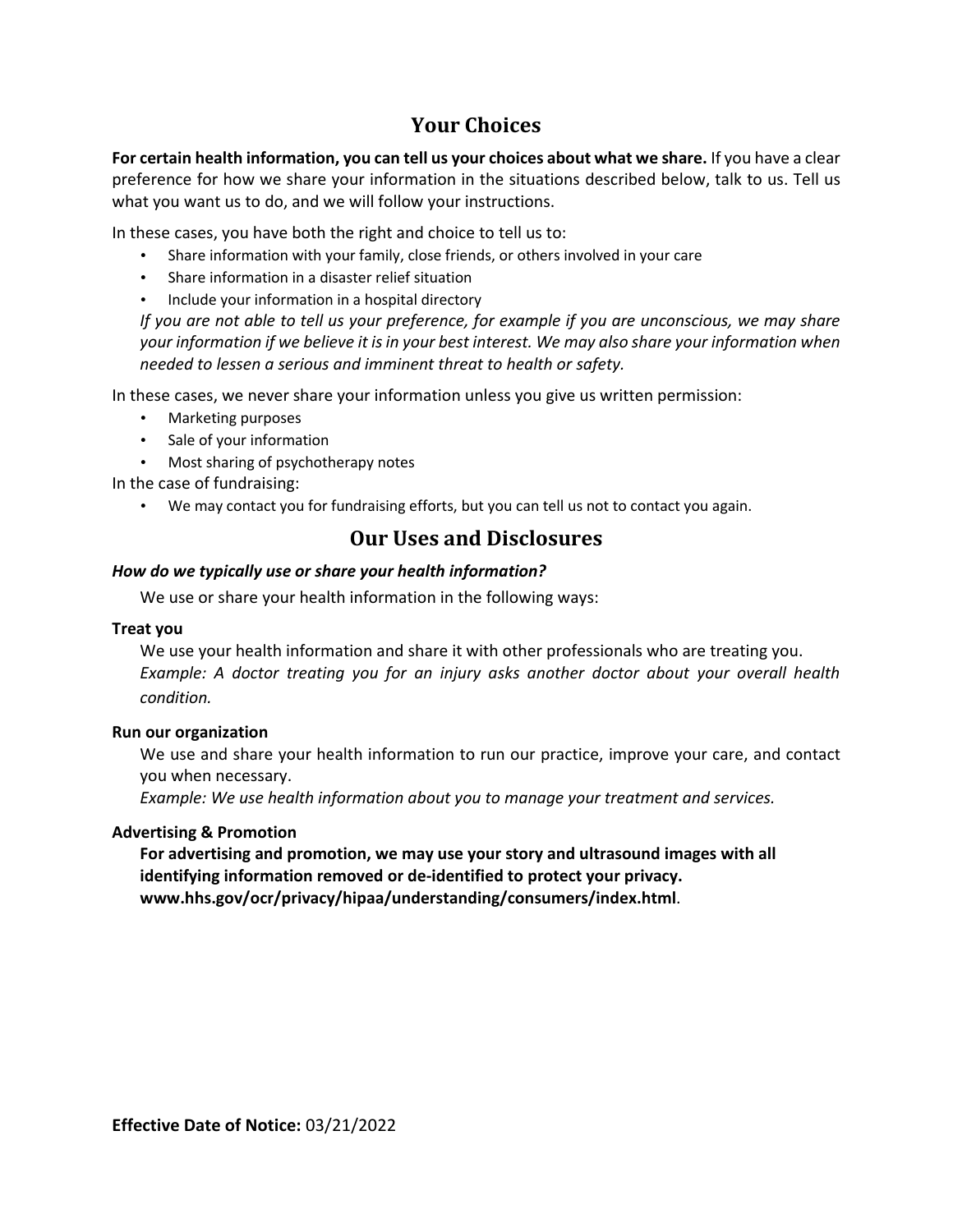## Your Choices

**For certain health information, you can tell us your choices about what we share.** If you have a clear preference for how we share your information in the situations described below, talk to us. Tell us what you want us to do, and we will follow your instructions.

In these cases, you have both the right and choice to tell us to:

- Share information with your family, close friends, or others involved in your care
- Share information in a disaster relief situation
- Include your information in a hospital directory

*If you are not able to tell us your preference, for example if you are unconscious, we may share your information if we believe it is in your best interest. We may also share your information when needed to lessen a serious and imminent threat to health or safety.*

In these cases, we never share your information unless you give us written permission:

- Marketing purposes
- Sale of your information
- Most sharing of psychotherapy notes

In the case of fundraising:

- We may contact you for fundraising efforts, but you can tell us not to contact you again.

## Our Uses and Disclosures

***How do we typically use or share your health information?***

We use or share your health information in the following ways:

**Treat you**

We use your health information and share it with other professionals who are treating you.
*Example: A doctor treating you for an injury asks another doctor about your overall health condition.*

**Run our organization**

We use and share your health information to run our practice, improve your care, and contact you when necessary.
*Example: We use health information about you to manage your treatment and services.*

**Advertising & Promotion**

**For advertising and promotion, we may use your story and ultrasound images with all identifying information removed or de-identified to protect your privacy. www.hhs.gov/ocr/privacy/hipaa/understanding/consumers/index.html**.

**Effective Date of Notice:** 03/21/2022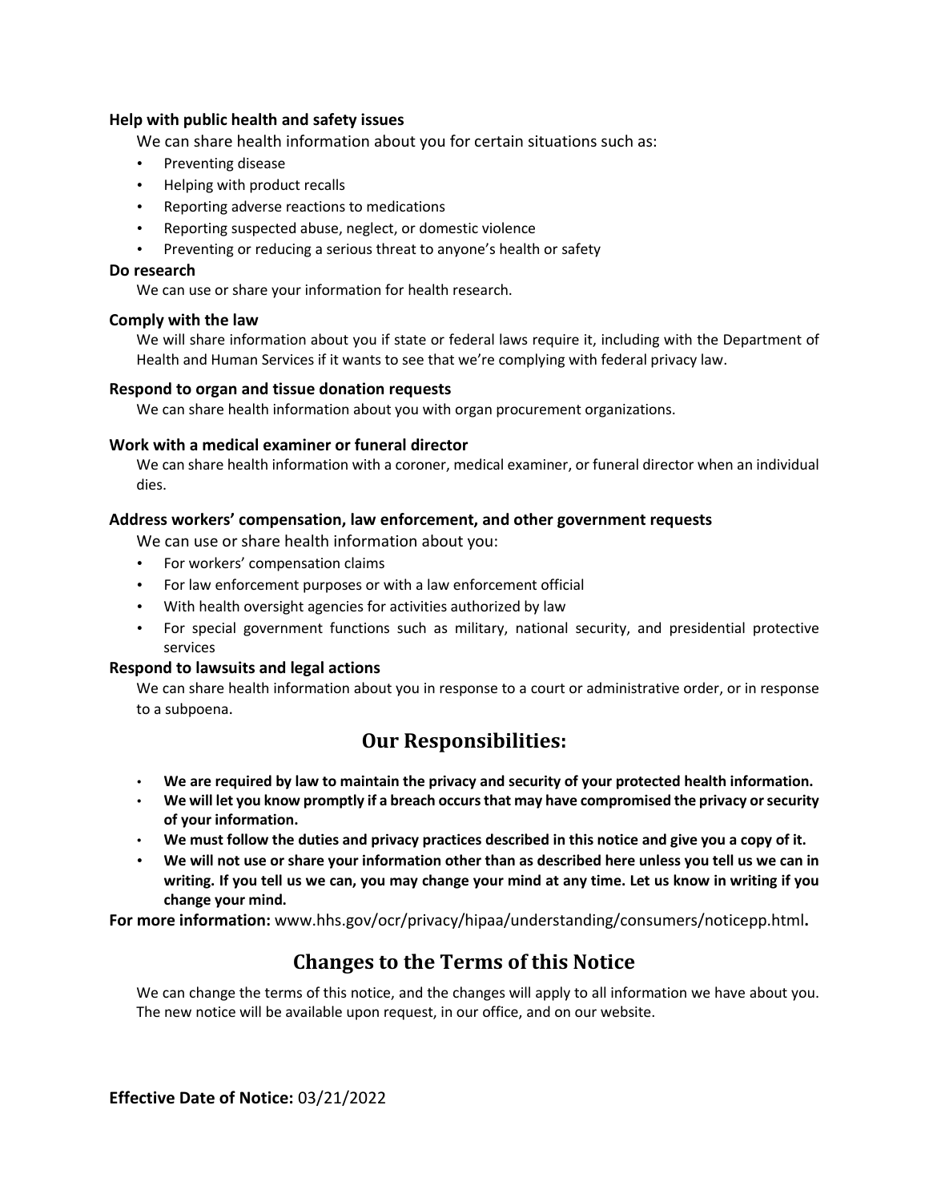**Help with public health and safety issues**

We can share health information about you for certain situations such as:

- Preventing disease
- Helping with product recalls
- Reporting adverse reactions to medications
- Reporting suspected abuse, neglect, or domestic violence
- Preventing or reducing a serious threat to anyone's health or safety

**Do research**

We can use or share your information for health research.

**Comply with the law**

We will share information about you if state or federal laws require it, including with the Department of Health and Human Services if it wants to see that we're complying with federal privacy law.

**Respond to organ and tissue donation requests**

We can share health information about you with organ procurement organizations.

**Work with a medical examiner or funeral director**

We can share health information with a coroner, medical examiner, or funeral director when an individual dies.

**Address workers' compensation, law enforcement, and other government requests**

We can use or share health information about you:

- For workers' compensation claims
- For law enforcement purposes or with a law enforcement official
- With health oversight agencies for activities authorized by law
- For special government functions such as military, national security, and presidential protective services

**Respond to lawsuits and legal actions**

We can share health information about you in response to a court or administrative order, or in response to a subpoena.

## Our Responsibilities:

- **We are required by law to maintain the privacy and security of your protected health information.**
- **We will let you know promptly if a breach occurs that may have compromised the privacy or security of your information.**
- **We must follow the duties and privacy practices described in this notice and give you a copy of it.**
- **We will not use or share your information other than as described here unless you tell us we can in writing. If you tell us we can, you may change your mind at any time. Let us know in writing if you change your mind.**

**For more information:** www.hhs.gov/ocr/privacy/hipaa/understanding/consumers/noticepp.html**.**

## Changes to the Terms of this Notice

We can change the terms of this notice, and the changes will apply to all information we have about you. The new notice will be available upon request, in our office, and on our website.

**Effective Date of Notice:** 03/21/2022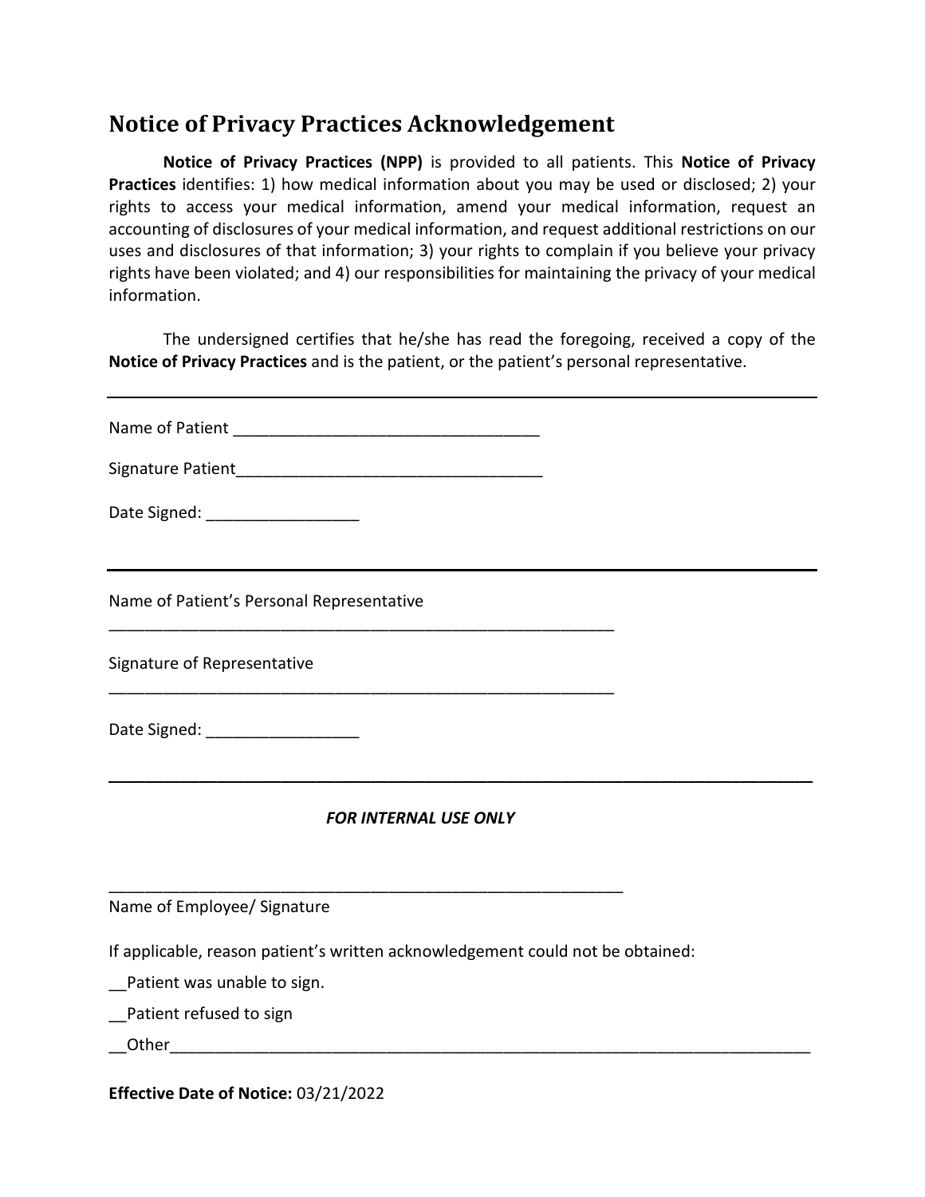# Notice of Privacy Practices Acknowledgement

**Notice of Privacy Practices (NPP)** is provided to all patients. This **Notice of Privacy Practices** identifies: 1) how medical information about you may be used or disclosed; 2) your rights to access your medical information, amend your medical information, request an accounting of disclosures of your medical information, and request additional restrictions on our uses and disclosures of that information; 3) your rights to complain if you believe your privacy rights have been violated; and 4) our responsibilities for maintaining the privacy of your medical information.

The undersigned certifies that he/she has read the foregoing, received a copy of the **Notice of Privacy Practices** and is the patient, or the patient's personal representative.

---

Name of Patient __________________________________

Signature Patient__________________________________

Date Signed: _________________

---

Name of Patient's Personal Representative

_________________________________________________________

Signature of Representative

_________________________________________________________

Date Signed: _________________

---

***FOR INTERNAL USE ONLY***

___________________________________________________________

Name of Employee/ Signature

If applicable, reason patient's written acknowledgement could not be obtained:

__Patient was unable to sign.

__Patient refused to sign

__Other___________________________________________________________________________

**Effective Date of Notice:** 03/21/2022